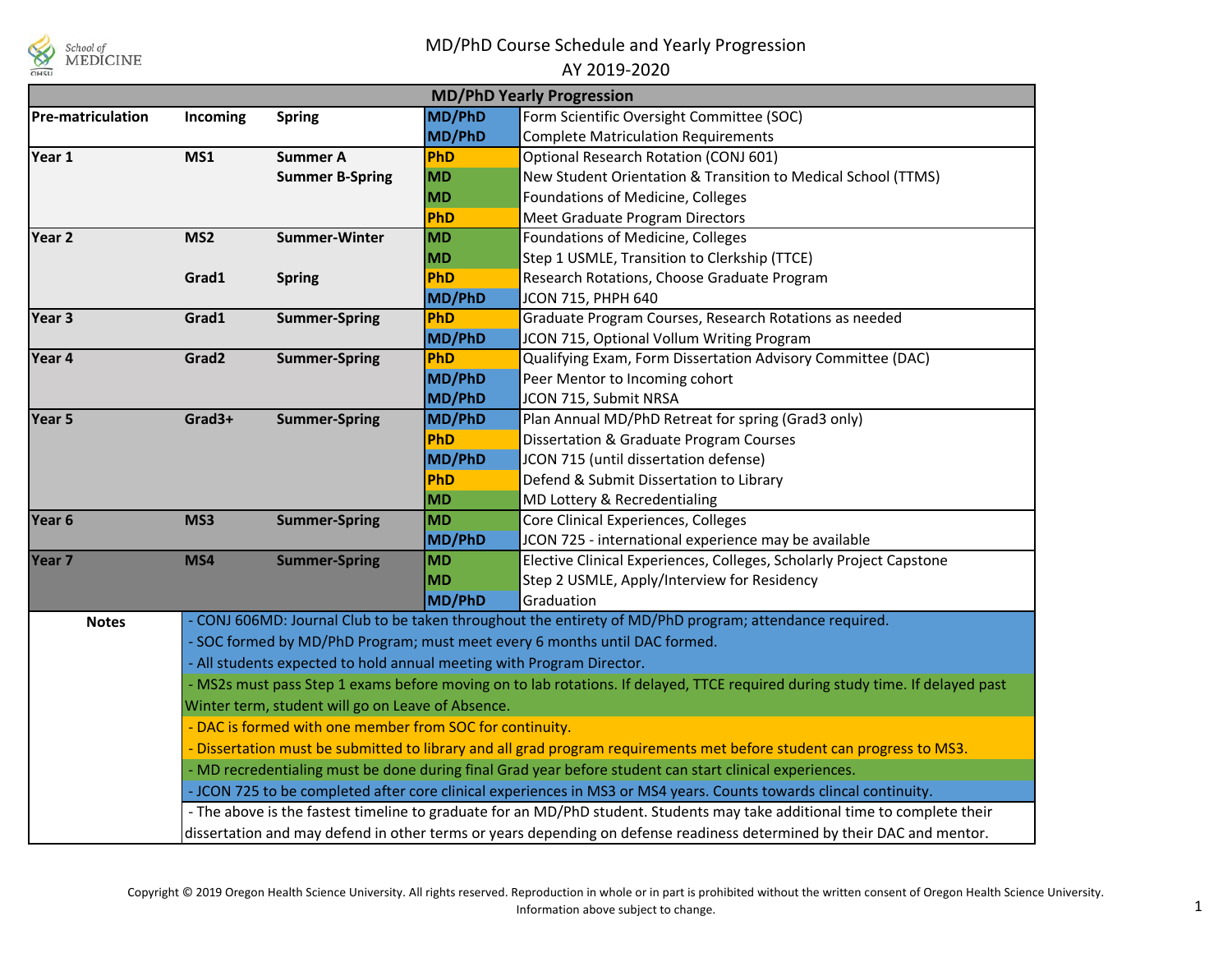# MD/PhD Course Schedule and Yearly Progression

## AY 2019-2020

| MD/PhD Yearly Progression | | | | |
|---|---|---|---|---|
| **Pre-matriculation** | **Incoming** | **Spring** | **MD/PhD** | Form Scientific Oversight Committee (SOC) |
| | | | **MD/PhD** | Complete Matriculation Requirements |
| **Year 1** | **MS1** | **Summer A** | **PhD** | Optional Research Rotation (CONJ 601) |
| | | **Summer B-Spring** | **MD** | New Student Orientation & Transition to Medical School (TTMS) |
| | | | **MD** | Foundations of Medicine, Colleges |
| | | | **PhD** | Meet Graduate Program Directors |
| **Year 2** | **MS2** | **Summer-Winter** | **MD** | Foundations of Medicine, Colleges |
| | | | **MD** | Step 1 USMLE, Transition to Clerkship (TTCE) |
| | **Grad1** | **Spring** | **PhD** | Research Rotations, Choose Graduate Program |
| | | | **MD/PhD** | JCON 715, PHPH 640 |
| **Year 3** | **Grad1** | **Summer-Spring** | **PhD** | Graduate Program Courses, Research Rotations as needed |
| | | | **MD/PhD** | JCON 715, Optional Vollum Writing Program |
| **Year 4** | **Grad2** | **Summer-Spring** | **PhD** | Qualifying Exam, Form Dissertation Advisory Committee (DAC) |
| | | | **MD/PhD** | Peer Mentor to Incoming cohort |
| | | | **MD/PhD** | JCON 715, Submit NRSA |
| **Year 5** | **Grad3+** | **Summer-Spring** | **MD/PhD** | Plan Annual MD/PhD Retreat for spring (Grad3 only) |
| | | | **PhD** | Dissertation & Graduate Program Courses |
| | | | **MD/PhD** | JCON 715 (until dissertation defense) |
| | | | **PhD** | Defend & Submit Dissertation to Library |
| | | | **MD** | MD Lottery & Recredentialing |
| **Year 6** | **MS3** | **Summer-Spring** | **MD** | Core Clinical Experiences, Colleges |
| | | | **MD/PhD** | JCON 725 - international experience may be available |
| **Year 7** | **MS4** | **Summer-Spring** | **MD** | Elective Clinical Experiences, Colleges, Scholarly Project Capstone |
| | | | **MD** | Step 2 USMLE, Apply/Interview for Residency |
| | | | **MD/PhD** | Graduation |

**Notes**

- CONJ 606MD: Journal Club to be taken throughout the entirety of MD/PhD program; attendance required.
- SOC formed by MD/PhD Program; must meet every 6 months until DAC formed.
- All students expected to hold annual meeting with Program Director.
- MS2s must pass Step 1 exams before moving on to lab rotations. If delayed, TTCE required during study time. If delayed past Winter term, student will go on Leave of Absence.
- DAC is formed with one member from SOC for continuity.
- Dissertation must be submitted to library and all grad program requirements met before student can progress to MS3.
- MD recredentialing must be done during final Grad year before student can start clinical experiences.
- JCON 725 to be completed after core clinical experiences in MS3 or MS4 years. Counts towards clincal continuity.
- The above is the fastest timeline to graduate for an MD/PhD student. Students may take additional time to complete their dissertation and may defend in other terms or years depending on defense readiness determined by their DAC and mentor.

Copyright © 2019 Oregon Health Science University. All rights reserved. Reproduction in whole or in part is prohibited without the written consent of Oregon Health Science University. Information above subject to change.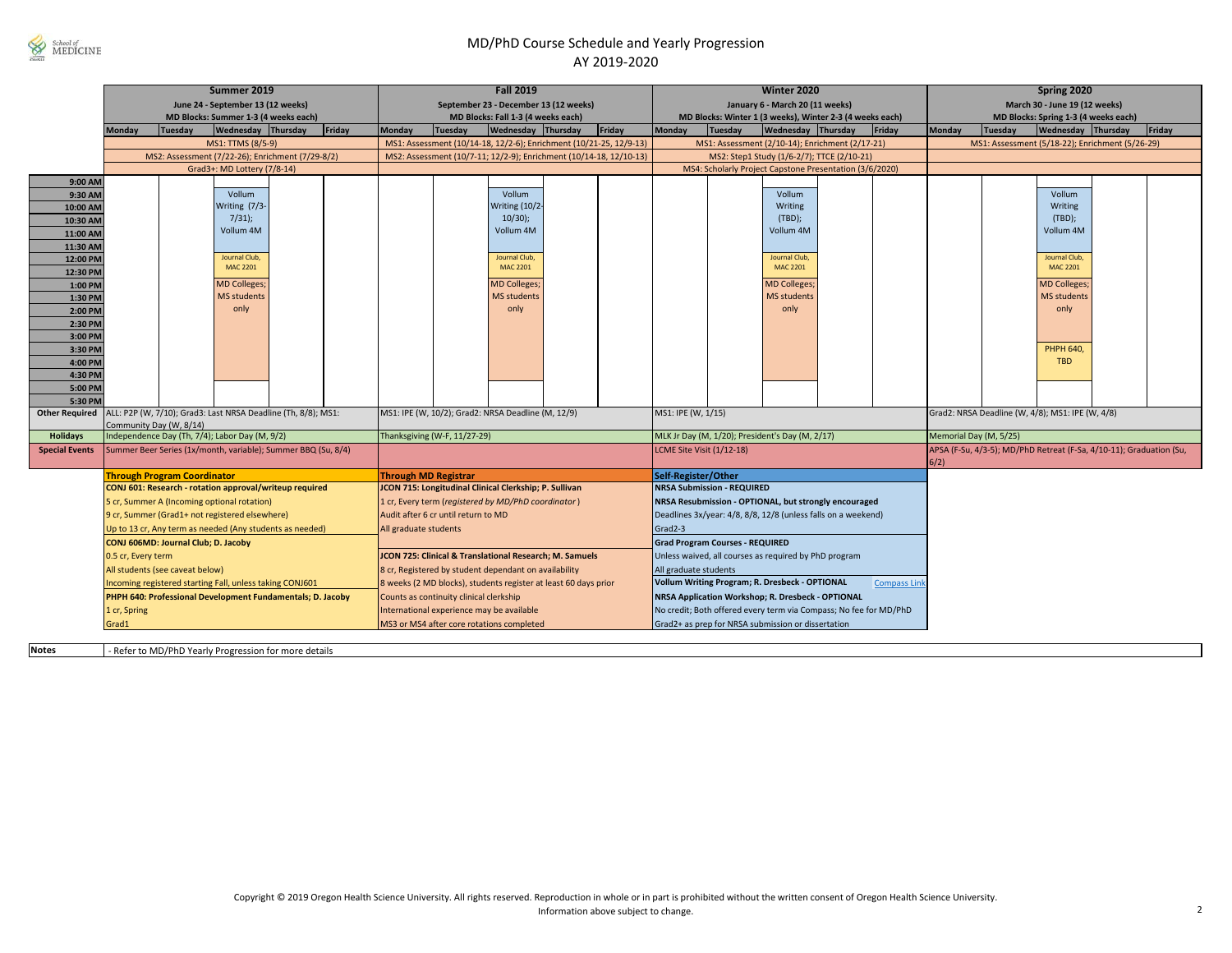# MD/PhD Course Schedule and Yearly Progression

AY 2019-2020

| | Summer 2019 | Fall 2019 | Winter 2020 | Spring 2020 |
|---|---|---|---|---|
| | June 24 - September 13 (12 weeks) | September 23 - December 13 (12 weeks) | January 6 - March 20 (11 weeks) | March 30 - June 19 (12 weeks) |
| | MD Blocks: Summer 1-3 (4 weeks each) | MD Blocks: Fall 1-3 (4 weeks each) | MD Blocks: Winter 1 (3 weeks), Winter 2-3 (4 weeks each) | MD Blocks: Spring 1-3 (4 weeks each) |
| | MS1: TTMS (8/5-9) | MS1: Assessment (10/14-18, 12/2-6); Enrichment (10/21-25, 12/9-13) | MS1: Assessment (2/10-14); Enrichment (2/17-21) | MS1: Assessment (5/18-22); Enrichment (5/26-29) |
| | MS2: Assessment (7/22-26); Enrichment (7/29-8/2) | MS2: Assessment (10/7-11; 12/2-9); Enrichment (10/14-18, 12/10-13) | MS2: Step1 Study (1/6-2/7); TTCE (2/10-21) | |
| | Grad3+: MD Lottery (7/8-14) | | MS4: Scholarly Project Capstone Presentation (3/6/2020) | |
| Wednesday 9:30 AM - 12:00 PM | Vollum Writing (7/3-7/31); Vollum 4M | Vollum Writing (10/2-10/30); Vollum 4M | Vollum Writing (TBD); Vollum 4M | Vollum Writing (TBD); Vollum 4M |
| Wednesday 12:00 PM - 1:00 PM | Journal Club, MAC 2201 | Journal Club, MAC 2201 | Journal Club, MAC 2201 | Journal Club, MAC 2201 |
| Wednesday 1:00 PM - 5:00 PM | MD Colleges; MS students only | MD Colleges; MS students only | MD Colleges; MS students only | MD Colleges; MS students only |
| Wednesday 3:30 PM - 4:30 PM | | | | PHPH 640, TBD |
| Other Required | ALL: P2P (W, 7/10); Grad3: Last NRSA Deadline (Th, 8/8); MS1: Community Day (W, 8/14) | MS1: IPE (W, 10/2); Grad2: NRSA Deadline (M, 12/9) | MS1: IPE (W, 1/15) | Grad2: NRSA Deadline (W, 4/8); MS1: IPE (W, 4/8) |
| Holidays | Independence Day (Th, 7/4); Labor Day (M, 9/2) | Thanksgiving (W-F, 11/27-29) | MLK Jr Day (M, 1/20); President's Day (M, 2/17) | Memorial Day (M, 5/25) |
| Special Events | Summer Beer Series (1x/month, variable); Summer BBQ (Su, 8/4) | | LCME Site Visit (1/12-18) | APSA (F-Su, 4/3-5); MD/PhD Retreat (F-Sa, 4/10-11); Graduation (Su, 6/2) |

| Through Program Coordinator | Through MD Registrar | Self-Register/Other |
|---|---|---|
| **CONJ 601: Research - rotation approval/writeup required** | **JCON 715: Longitudinal Clinical Clerkship; P. Sullivan** | **NRSA Submission - REQUIRED** |
| 5 cr, Summer A (Incoming optional rotation) | 1 cr, Every term (*registered by MD/PhD coordinator*) | **NRSA Resubmission - OPTIONAL, but strongly encouraged** |
| 9 cr, Summer (Grad1+ not registered elsewhere) | Audit after 6 cr until return to MD | Deadlines 3x/year: 4/8, 8/8, 12/8 (unless falls on a weekend) |
| Up to 13 cr, Any term as needed (Any students as needed) | All graduate students | Grad2-3 |
| **CONJ 606MD: Journal Club; D. Jacoby** | | **Grad Program Courses - REQUIRED** |
| 0.5 cr, Every term | **JCON 725: Clinical & Translational Research; M. Samuels** | Unless waived, all courses as required by PhD program |
| All students (see caveat below) | 8 cr, Registered by student dependant on availability | All graduate students |
| Incoming registered starting Fall, unless taking CONJ601 | 8 weeks (2 MD blocks), students register at least 60 days prior | **Vollum Writing Program; R. Dresbeck - OPTIONAL** Compass Link |
| **PHPH 640: Professional Development Fundamentals; D. Jacoby** | Counts as continuity clinical clerkship | **NRSA Application Workshop; R. Dresbeck - OPTIONAL** |
| 1 cr, Spring | International experience may be available | No credit; Both offered every term via Compass; No fee for MD/PhD |
| Grad1 | MS3 or MS4 after core rotations completed | Grad2+ as prep for NRSA submission or dissertation |

**Notes** - Refer to MD/PhD Yearly Progression for more details

Copyright © 2019 Oregon Health Science University. All rights reserved. Reproduction in whole or in part is prohibited without the written consent of Oregon Health Science University.
Information above subject to change.